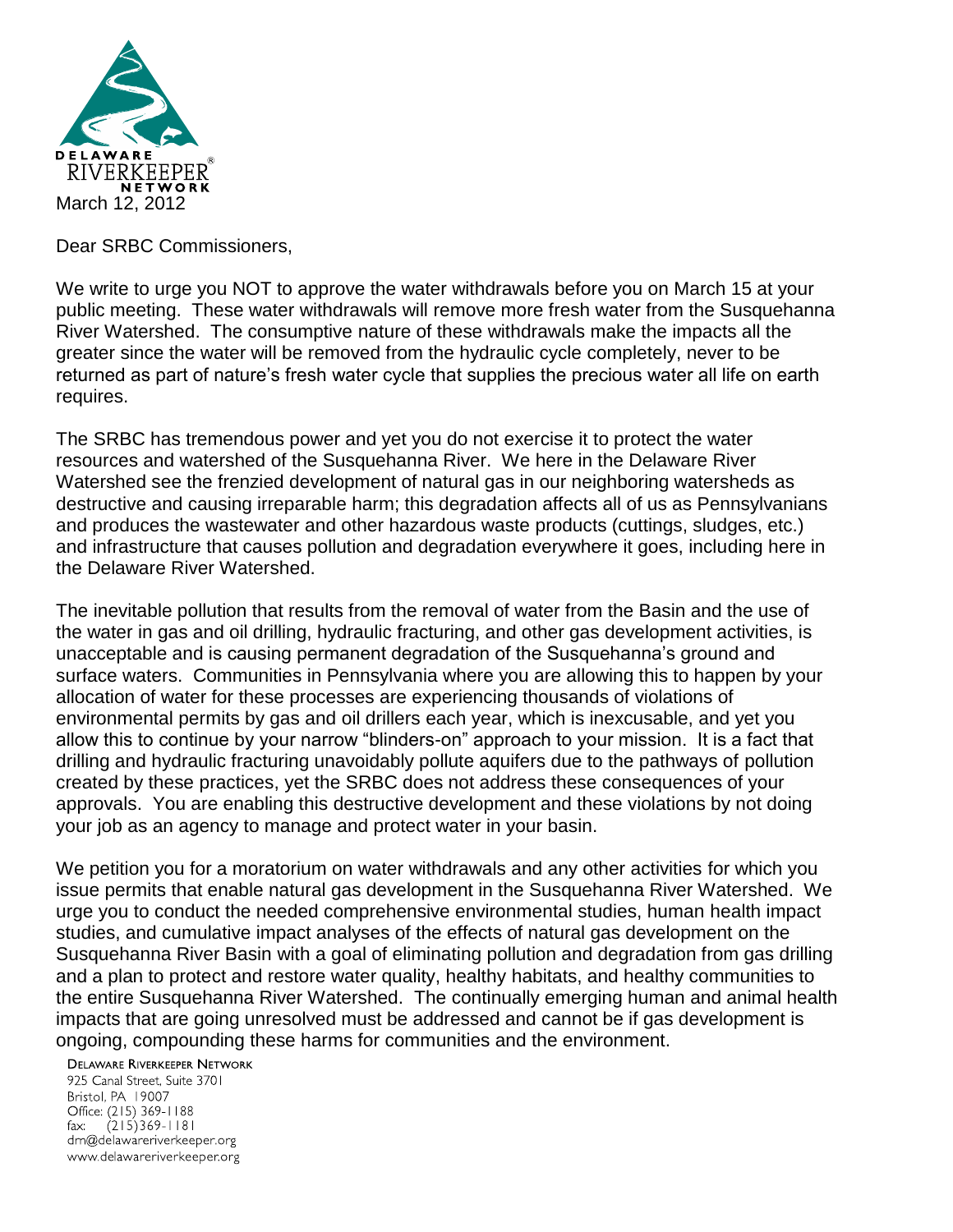DELAWARE RIVERKEEPER® NETWORK

March 12, 2012

Dear SRBC Commissioners,

We write to urge you NOT to approve the water withdrawals before you on March 15 at your public meeting. These water withdrawals will remove more fresh water from the Susquehanna River Watershed. The consumptive nature of these withdrawals make the impacts all the greater since the water will be removed from the hydraulic cycle completely, never to be returned as part of nature's fresh water cycle that supplies the precious water all life on earth requires.

The SRBC has tremendous power and yet you do not exercise it to protect the water resources and watershed of the Susquehanna River. We here in the Delaware River Watershed see the frenzied development of natural gas in our neighboring watersheds as destructive and causing irreparable harm; this degradation affects all of us as Pennsylvanians and produces the wastewater and other hazardous waste products (cuttings, sludges, etc.) and infrastructure that causes pollution and degradation everywhere it goes, including here in the Delaware River Watershed.

The inevitable pollution that results from the removal of water from the Basin and the use of the water in gas and oil drilling, hydraulic fracturing, and other gas development activities, is unacceptable and is causing permanent degradation of the Susquehanna's ground and surface waters. Communities in Pennsylvania where you are allowing this to happen by your allocation of water for these processes are experiencing thousands of violations of environmental permits by gas and oil drillers each year, which is inexcusable, and yet you allow this to continue by your narrow "blinders-on" approach to your mission. It is a fact that drilling and hydraulic fracturing unavoidably pollute aquifers due to the pathways of pollution created by these practices, yet the SRBC does not address these consequences of your approvals. You are enabling this destructive development and these violations by not doing your job as an agency to manage and protect water in your basin.

We petition you for a moratorium on water withdrawals and any other activities for which you issue permits that enable natural gas development in the Susquehanna River Watershed. We urge you to conduct the needed comprehensive environmental studies, human health impact studies, and cumulative impact analyses of the effects of natural gas development on the Susquehanna River Basin with a goal of eliminating pollution and degradation from gas drilling and a plan to protect and restore water quality, healthy habitats, and healthy communities to the entire Susquehanna River Watershed. The continually emerging human and animal health impacts that are going unresolved must be addressed and cannot be if gas development is ongoing, compounding these harms for communities and the environment.

DELAWARE RIVERKEEPER NETWORK
925 Canal Street, Suite 3701
Bristol, PA 19007
Office: (215) 369-1188
fax: (215)369-1181
drn@delawareriverkeeper.org
www.delawareriverkeeper.org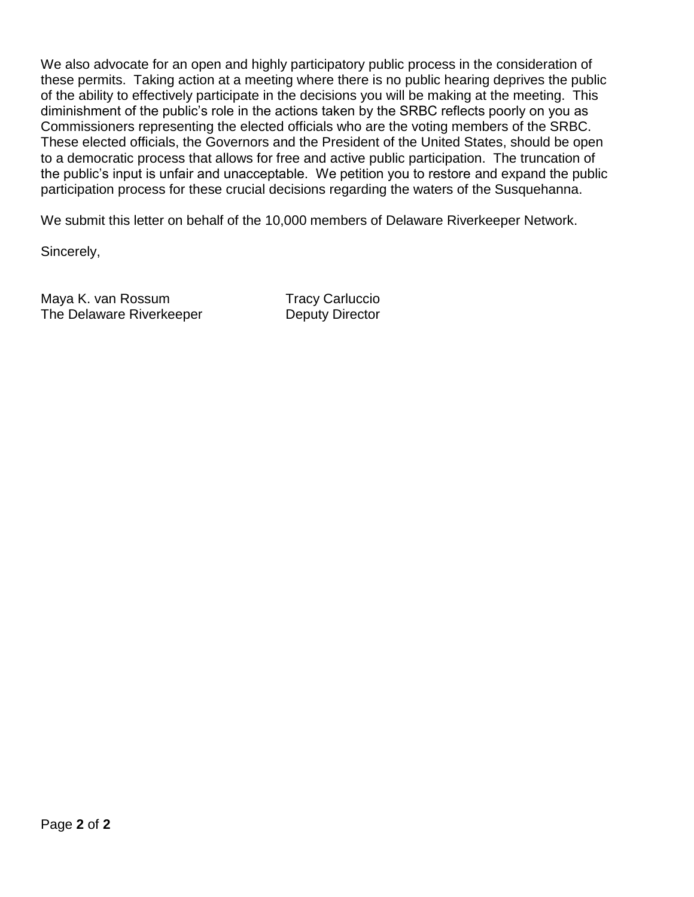We also advocate for an open and highly participatory public process in the consideration of these permits. Taking action at a meeting where there is no public hearing deprives the public of the ability to effectively participate in the decisions you will be making at the meeting. This diminishment of the public's role in the actions taken by the SRBC reflects poorly on you as Commissioners representing the elected officials who are the voting members of the SRBC. These elected officials, the Governors and the President of the United States, should be open to a democratic process that allows for free and active public participation. The truncation of the public's input is unfair and unacceptable. We petition you to restore and expand the public participation process for these crucial decisions regarding the waters of the Susquehanna.

We submit this letter on behalf of the 10,000 members of Delaware Riverkeeper Network.

Sincerely,

Maya K. van Rossum
The Delaware Riverkeeper

Tracy Carluccio
Deputy Director